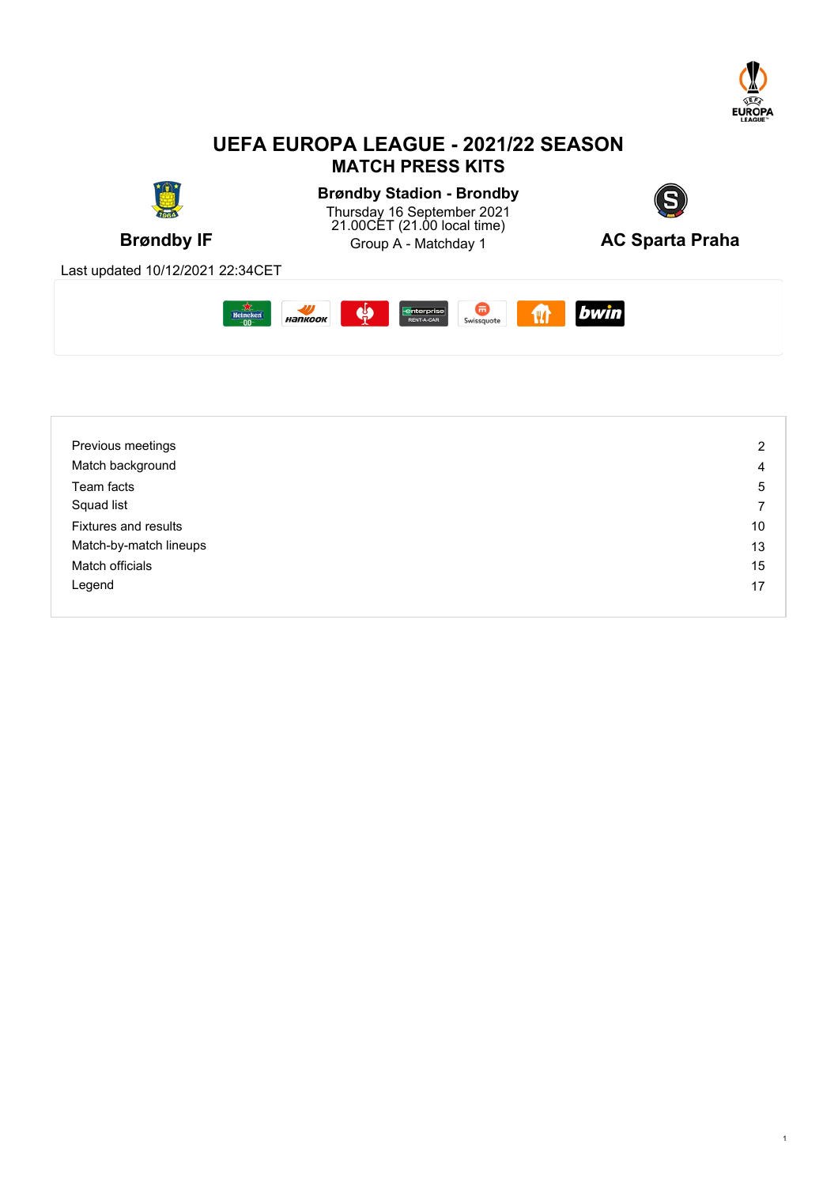# UEFA EUROPA LEAGUE - 2021/22 SEASON

## MATCH PRESS KITS

**Brøndby Stadion - Brondby**

Thursday 16 September 2021
21.00CET (21.00 local time)
Group A - Matchday 1

**Brøndby IF** vs **AC Sparta Praha**

Last updated 10/12/2021 22:34CET

| | |
|---|---|
| Previous meetings | 2 |
| Match background | 4 |
| Team facts | 5 |
| Squad list | 7 |
| Fixtures and results | 10 |
| Match-by-match lineups | 13 |
| Match officials | 15 |
| Legend | 17 |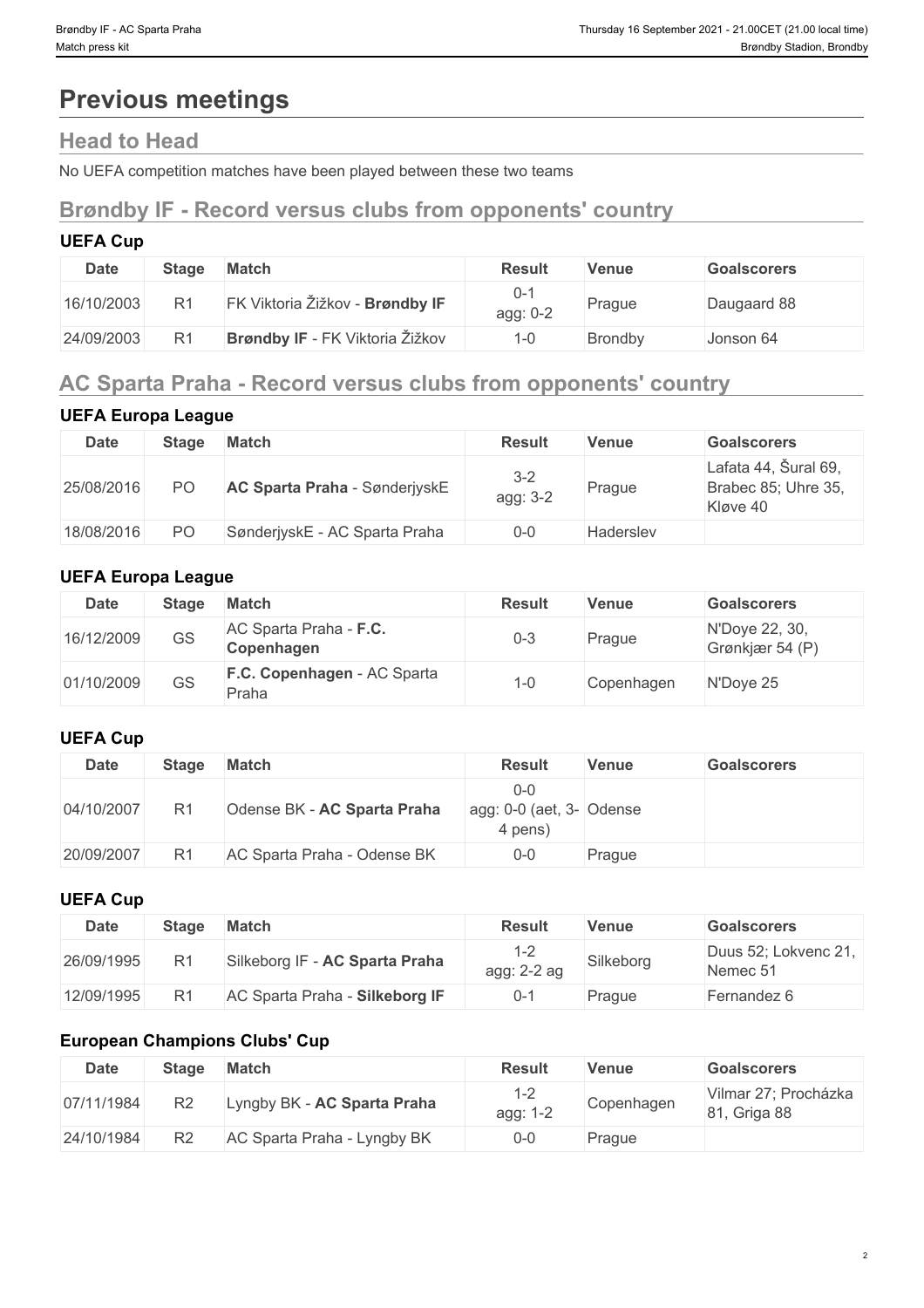# Previous meetings

## Head to Head

No UEFA competition matches have been played between these two teams

## Brøndby IF - Record versus clubs from opponents' country

### UEFA Cup

| Date | Stage | Match | Result | Venue | Goalscorers |
|---|---|---|---|---|---|
| 16/10/2003 | R1 | FK Viktoria Žižkov - **Brøndby IF** | 0-1 agg: 0-2 | Prague | Daugaard 88 |
| 24/09/2003 | R1 | **Brøndby IF** - FK Viktoria Žižkov | 1-0 | Brondby | Jonson 64 |

## AC Sparta Praha - Record versus clubs from opponents' country

### UEFA Europa League

| Date | Stage | Match | Result | Venue | Goalscorers |
|---|---|---|---|---|---|
| 25/08/2016 | PO | **AC Sparta Praha** - SønderjyskE | 3-2 agg: 3-2 | Prague | Lafata 44, Šural 69, Brabec 85; Uhre 35, Kløve 40 |
| 18/08/2016 | PO | SønderjyskE - AC Sparta Praha | 0-0 | Haderslev | |

### UEFA Europa League

| Date | Stage | Match | Result | Venue | Goalscorers |
|---|---|---|---|---|---|
| 16/12/2009 | GS | AC Sparta Praha - **F.C. Copenhagen** | 0-3 | Prague | N'Doye 22, 30, Grønkjær 54 (P) |
| 01/10/2009 | GS | **F.C. Copenhagen** - AC Sparta Praha | 1-0 | Copenhagen | N'Doye 25 |

### UEFA Cup

| Date | Stage | Match | Result | Venue | Goalscorers |
|---|---|---|---|---|---|
| 04/10/2007 | R1 | Odense BK - **AC Sparta Praha** | 0-0 agg: 0-0 (aet, 3-4 pens) | Odense | |
| 20/09/2007 | R1 | AC Sparta Praha - Odense BK | 0-0 | Prague | |

### UEFA Cup

| Date | Stage | Match | Result | Venue | Goalscorers |
|---|---|---|---|---|---|
| 26/09/1995 | R1 | Silkeborg IF - **AC Sparta Praha** | 1-2 agg: 2-2 ag | Silkeborg | Duus 52; Lokvenc 21, Nemec 51 |
| 12/09/1995 | R1 | AC Sparta Praha - **Silkeborg IF** | 0-1 | Prague | Fernandez 6 |

### European Champions Clubs' Cup

| Date | Stage | Match | Result | Venue | Goalscorers |
|---|---|---|---|---|---|
| 07/11/1984 | R2 | Lyngby BK - **AC Sparta Praha** | 1-2 agg: 1-2 | Copenhagen | Vilmar 27; Procházka 81, Griga 88 |
| 24/10/1984 | R2 | AC Sparta Praha - Lyngby BK | 0-0 | Prague | |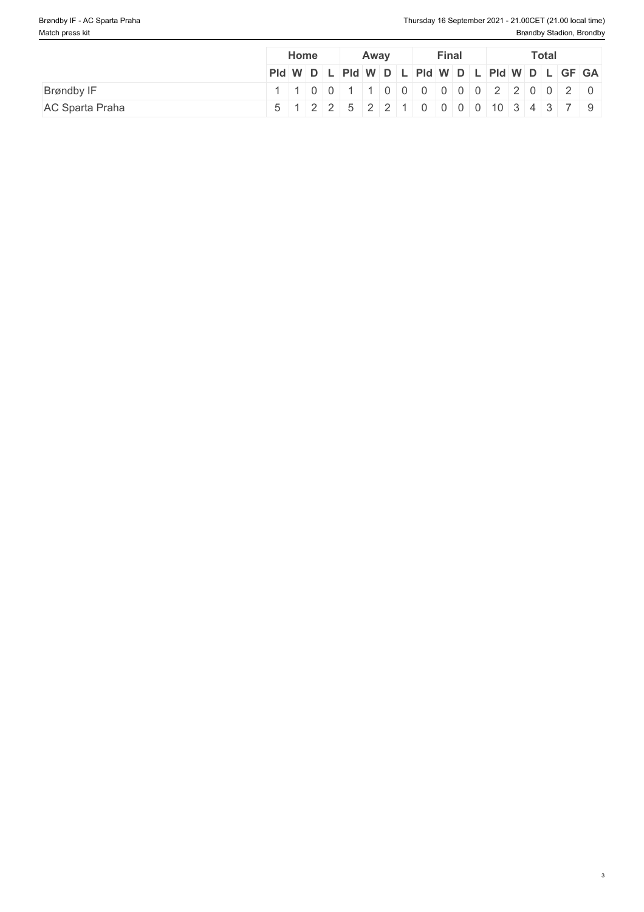| | Home | | | | Away | | | | Final | | | | Total | | | | | |
|---|---|---|---|---|---|---|---|---|---|---|---|---|---|---|---|---|---|---|
| | Pld | W | D | L | Pld | W | D | L | Pld | W | D | L | Pld | W | D | L | GF | GA |
| Brøndby IF | 1 | 1 | 0 | 0 | 1 | 1 | 0 | 0 | 0 | 0 | 0 | 0 | 2 | 2 | 0 | 0 | 2 | 0 |
| AC Sparta Praha | 5 | 1 | 2 | 2 | 5 | 2 | 2 | 1 | 0 | 0 | 0 | 0 | 10 | 3 | 4 | 3 | 7 | 9 |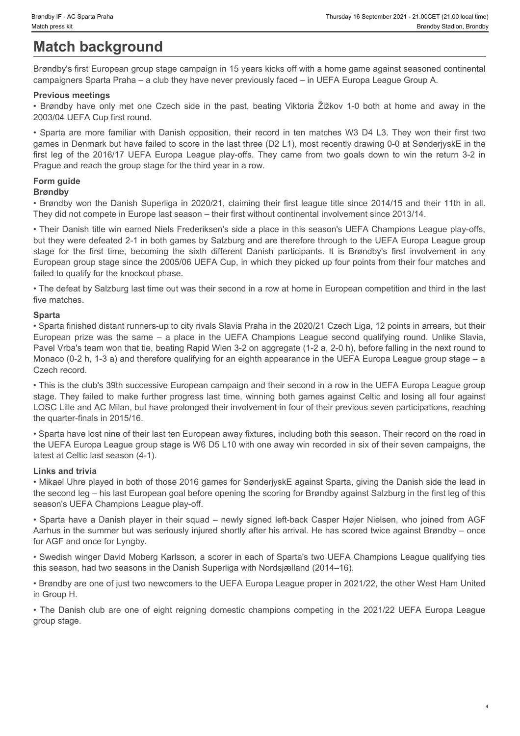# Match background

Brøndby's first European group stage campaign in 15 years kicks off with a home game against seasoned continental campaigners Sparta Praha – a club they have never previously faced – in UEFA Europa League Group A.

**Previous meetings**

• Brøndby have only met one Czech side in the past, beating Viktoria Žižkov 1-0 both at home and away in the 2003/04 UEFA Cup first round.

• Sparta are more familiar with Danish opposition, their record in ten matches W3 D4 L3. They won their first two games in Denmark but have failed to score in the last three (D2 L1), most recently drawing 0-0 at SønderjyskE in the first leg of the 2016/17 UEFA Europa League play-offs. They came from two goals down to win the return 3-2 in Prague and reach the group stage for the third year in a row.

**Form guide**

**Brøndby**

• Brøndby won the Danish Superliga in 2020/21, claiming their first league title since 2014/15 and their 11th in all. They did not compete in Europe last season – their first without continental involvement since 2013/14.

• Their Danish title win earned Niels Frederiksen's side a place in this season's UEFA Champions League play-offs, but they were defeated 2-1 in both games by Salzburg and are therefore through to the UEFA Europa League group stage for the first time, becoming the sixth different Danish participants. It is Brøndby's first involvement in any European group stage since the 2005/06 UEFA Cup, in which they picked up four points from their four matches and failed to qualify for the knockout phase.

• The defeat by Salzburg last time out was their second in a row at home in European competition and third in the last five matches.

**Sparta**

• Sparta finished distant runners-up to city rivals Slavia Praha in the 2020/21 Czech Liga, 12 points in arrears, but their European prize was the same – a place in the UEFA Champions League second qualifying round. Unlike Slavia, Pavel Vrba's team won that tie, beating Rapid Wien 3-2 on aggregate (1-2 a, 2-0 h), before falling in the next round to Monaco (0-2 h, 1-3 a) and therefore qualifying for an eighth appearance in the UEFA Europa League group stage – a Czech record.

• This is the club's 39th successive European campaign and their second in a row in the UEFA Europa League group stage. They failed to make further progress last time, winning both games against Celtic and losing all four against LOSC Lille and AC Milan, but have prolonged their involvement in four of their previous seven participations, reaching the quarter-finals in 2015/16.

• Sparta have lost nine of their last ten European away fixtures, including both this season. Their record on the road in the UEFA Europa League group stage is W6 D5 L10 with one away win recorded in six of their seven campaigns, the latest at Celtic last season (4-1).

**Links and trivia**

• Mikael Uhre played in both of those 2016 games for SønderjyskE against Sparta, giving the Danish side the lead in the second leg – his last European goal before opening the scoring for Brøndby against Salzburg in the first leg of this season's UEFA Champions League play-off.

• Sparta have a Danish player in their squad – newly signed left-back Casper Højer Nielsen, who joined from AGF Aarhus in the summer but was seriously injured shortly after his arrival. He has scored twice against Brøndby – once for AGF and once for Lyngby.

• Swedish winger David Moberg Karlsson, a scorer in each of Sparta's two UEFA Champions League qualifying ties this season, had two seasons in the Danish Superliga with Nordsjælland (2014–16).

• Brøndby are one of just two newcomers to the UEFA Europa League proper in 2021/22, the other West Ham United in Group H.

• The Danish club are one of eight reigning domestic champions competing in the 2021/22 UEFA Europa League group stage.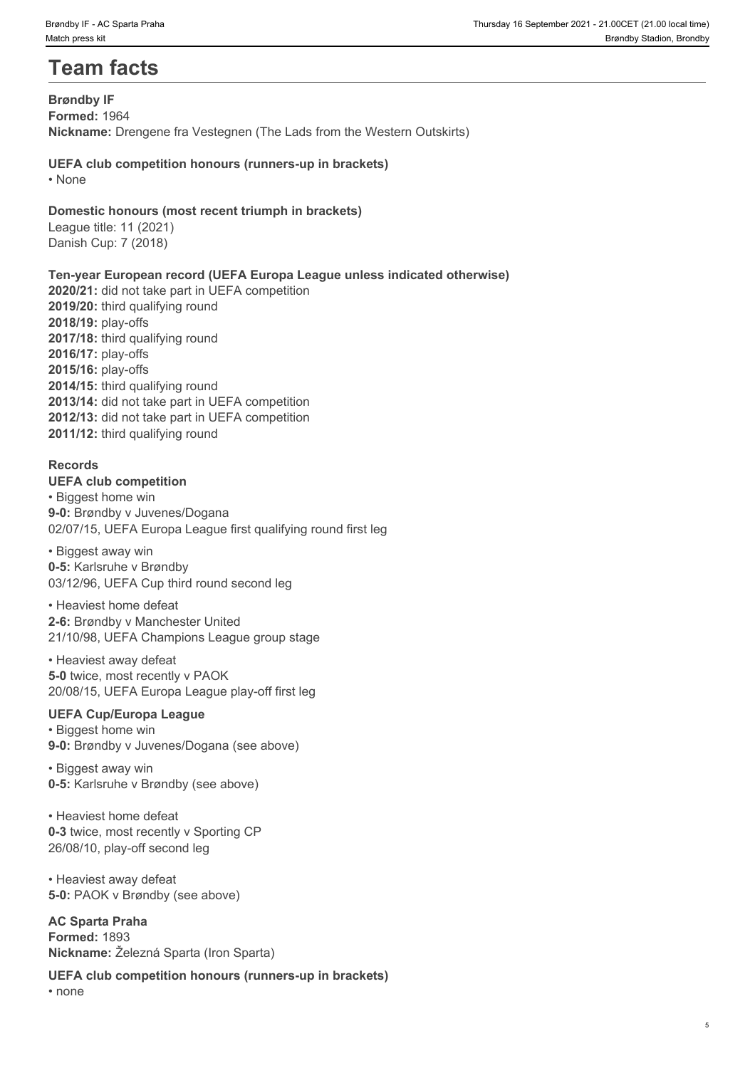# Team facts

**Brøndby IF**
**Formed:** 1964
**Nickname:** Drengene fra Vestegnen (The Lads from the Western Outskirts)

**UEFA club competition honours (runners-up in brackets)**
• None

**Domestic honours (most recent triumph in brackets)**
League title: 11 (2021)
Danish Cup: 7 (2018)

**Ten-year European record (UEFA Europa League unless indicated otherwise)**
**2020/21:** did not take part in UEFA competition
**2019/20:** third qualifying round
**2018/19:** play-offs
**2017/18:** third qualifying round
**2016/17:** play-offs
**2015/16:** play-offs
**2014/15:** third qualifying round
**2013/14:** did not take part in UEFA competition
**2012/13:** did not take part in UEFA competition
**2011/12:** third qualifying round

**Records**

**UEFA club competition**

• Biggest home win
**9-0:** Brøndby v Juvenes/Dogana
02/07/15, UEFA Europa League first qualifying round first leg

• Biggest away win
**0-5:** Karlsruhe v Brøndby
03/12/96, UEFA Cup third round second leg

• Heaviest home defeat
**2-6:** Brøndby v Manchester United
21/10/98, UEFA Champions League group stage

• Heaviest away defeat
**5-0** twice, most recently v PAOK
20/08/15, UEFA Europa League play-off first leg

**UEFA Cup/Europa League**

• Biggest home win
**9-0:** Brøndby v Juvenes/Dogana (see above)

• Biggest away win
**0-5:** Karlsruhe v Brøndby (see above)

• Heaviest home defeat
**0-3** twice, most recently v Sporting CP
26/08/10, play-off second leg

• Heaviest away defeat
**5-0:** PAOK v Brøndby (see above)

**AC Sparta Praha**
**Formed:** 1893
**Nickname:** Železná Sparta (Iron Sparta)

**UEFA club competition honours (runners-up in brackets)**
• none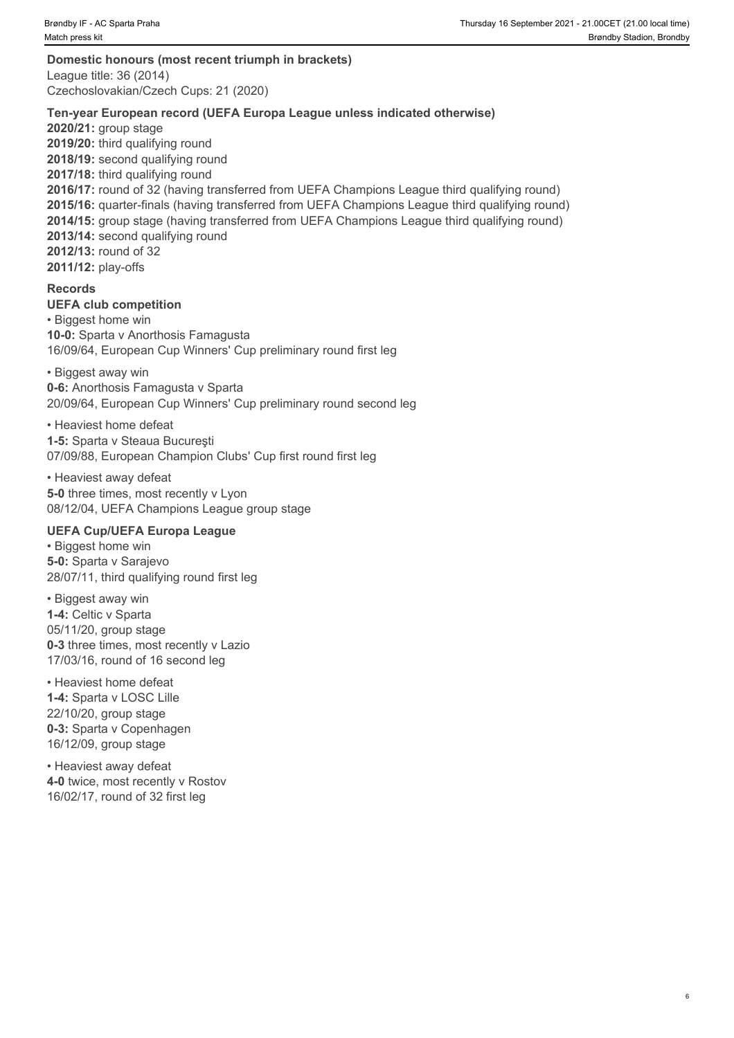### Domestic honours (most recent triumph in brackets)

League title: 36 (2014)
Czechoslovakian/Czech Cups: 21 (2020)

### Ten-year European record (UEFA Europa League unless indicated otherwise)

**2020/21:** group stage
**2019/20:** third qualifying round
**2018/19:** second qualifying round
**2017/18:** third qualifying round
**2016/17:** round of 32 (having transferred from UEFA Champions League third qualifying round)
**2015/16:** quarter-finals (having transferred from UEFA Champions League third qualifying round)
**2014/15:** group stage (having transferred from UEFA Champions League third qualifying round)
**2013/14:** second qualifying round
**2012/13:** round of 32
**2011/12:** play-offs

### Records

#### UEFA club competition

• Biggest home win
**10-0:** Sparta v Anorthosis Famagusta
16/09/64, European Cup Winners' Cup preliminary round first leg

• Biggest away win
**0-6:** Anorthosis Famagusta v Sparta
20/09/64, European Cup Winners' Cup preliminary round second leg

• Heaviest home defeat
**1-5:** Sparta v Steaua Bucureşti
07/09/88, European Champion Clubs' Cup first round first leg

• Heaviest away defeat
**5-0** three times, most recently v Lyon
08/12/04, UEFA Champions League group stage

#### UEFA Cup/UEFA Europa League

• Biggest home win
**5-0:** Sparta v Sarajevo
28/07/11, third qualifying round first leg

• Biggest away win
**1-4:** Celtic v Sparta
05/11/20, group stage
**0-3** three times, most recently v Lazio
17/03/16, round of 16 second leg

• Heaviest home defeat
**1-4:** Sparta v LOSC Lille
22/10/20, group stage
**0-3:** Sparta v Copenhagen
16/12/09, group stage

• Heaviest away defeat
**4-0** twice, most recently v Rostov
16/02/17, round of 32 first leg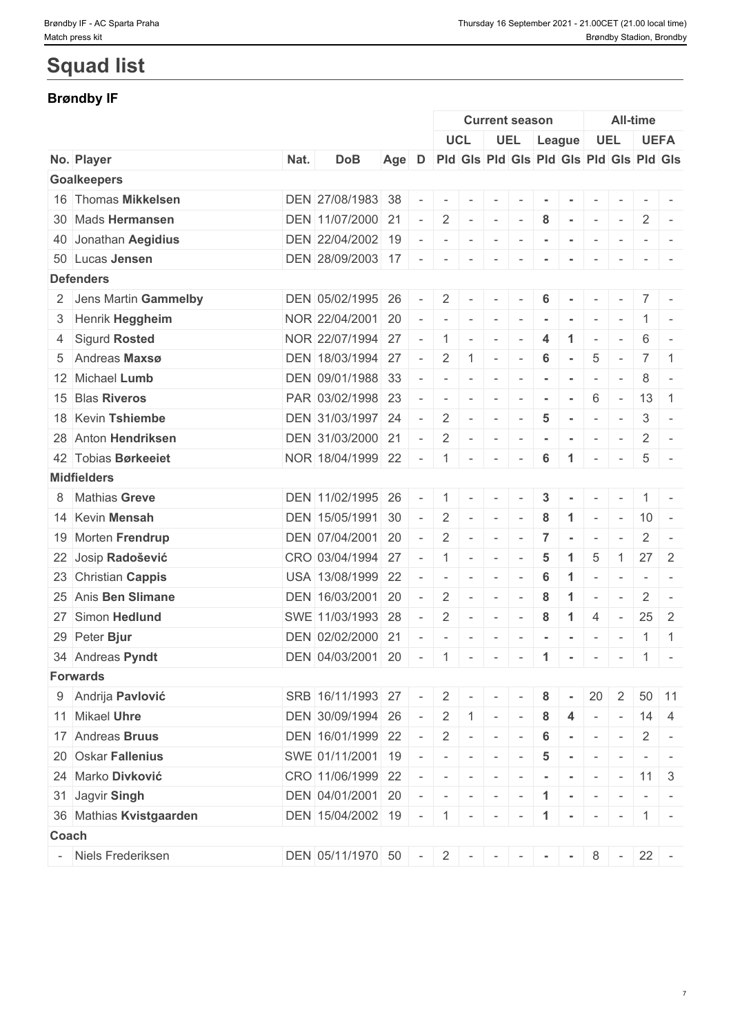# Squad list

## Brøndby IF

| | | | | | | Current season | | | | | | All-time | | | |
|---|---|---|---|---|---|---|---|---|---|---|---|---|---|---|---|
| | | | | | | UCL | | UEL | | League | | UEL | | UEFA | |
| No. | Player | Nat. | DoB | Age | D | Pld | Gls | Pld | Gls | Pld | Gls | Pld | Gls | Pld | Gls |
| **Goalkeepers** | | | | | | | | | | | | | | | |
| 16 | Thomas **Mikkelsen** | DEN | 27/08/1983 | 38 | - | - | - | - | - | - | - | - | - | - | - |
| 30 | Mads **Hermansen** | DEN | 11/07/2000 | 21 | - | 2 | - | - | - | 8 | - | - | - | 2 | - |
| 40 | Jonathan **Aegidius** | DEN | 22/04/2002 | 19 | - | - | - | - | - | - | - | - | - | - | - |
| 50 | Lucas **Jensen** | DEN | 28/09/2003 | 17 | - | - | - | - | - | - | - | - | - | - | - |
| **Defenders** | | | | | | | | | | | | | | | |
| 2 | Jens Martin **Gammelby** | DEN | 05/02/1995 | 26 | - | 2 | - | - | - | 6 | - | - | - | 7 | - |
| 3 | Henrik **Heggheim** | NOR | 22/04/2001 | 20 | - | - | - | - | - | - | - | - | - | 1 | - |
| 4 | Sigurd **Rosted** | NOR | 22/07/1994 | 27 | - | 1 | - | - | - | 4 | 1 | - | - | 6 | - |
| 5 | Andreas **Maxsø** | DEN | 18/03/1994 | 27 | - | 2 | 1 | - | - | 6 | - | 5 | - | 7 | 1 |
| 12 | Michael **Lumb** | DEN | 09/01/1988 | 33 | - | - | - | - | - | - | - | - | - | 8 | - |
| 15 | Blas **Riveros** | PAR | 03/02/1998 | 23 | - | - | - | - | - | - | - | 6 | - | 13 | 1 |
| 18 | Kevin **Tshiembe** | DEN | 31/03/1997 | 24 | - | 2 | - | - | - | 5 | - | - | - | 3 | - |
| 28 | Anton **Hendriksen** | DEN | 31/03/2000 | 21 | - | 2 | - | - | - | - | - | - | - | 2 | - |
| 42 | Tobias **Børkeeiet** | NOR | 18/04/1999 | 22 | - | 1 | - | - | - | 6 | 1 | - | - | 5 | - |
| **Midfielders** | | | | | | | | | | | | | | | |
| 8 | Mathias **Greve** | DEN | 11/02/1995 | 26 | - | 1 | - | - | - | 3 | - | - | - | 1 | - |
| 14 | Kevin **Mensah** | DEN | 15/05/1991 | 30 | - | 2 | - | - | - | 8 | 1 | - | - | 10 | - |
| 19 | Morten **Frendrup** | DEN | 07/04/2001 | 20 | - | 2 | - | - | - | 7 | - | - | - | 2 | - |
| 22 | Josip **Radošević** | CRO | 03/04/1994 | 27 | - | 1 | - | - | - | 5 | 1 | 5 | 1 | 27 | 2 |
| 23 | Christian **Cappis** | USA | 13/08/1999 | 22 | - | - | - | - | - | 6 | 1 | - | - | - | - |
| 25 | Anis **Ben Slimane** | DEN | 16/03/2001 | 20 | - | 2 | - | - | - | 8 | 1 | - | - | 2 | - |
| 27 | Simon **Hedlund** | SWE | 11/03/1993 | 28 | - | 2 | - | - | - | 8 | 1 | 4 | - | 25 | 2 |
| 29 | Peter **Bjur** | DEN | 02/02/2000 | 21 | - | - | - | - | - | - | - | - | - | 1 | 1 |
| 34 | Andreas **Pyndt** | DEN | 04/03/2001 | 20 | - | 1 | - | - | - | 1 | - | - | - | 1 | - |
| **Forwards** | | | | | | | | | | | | | | | |
| 9 | Andrija **Pavlović** | SRB | 16/11/1993 | 27 | - | 2 | - | - | - | 8 | - | 20 | 2 | 50 | 11 |
| 11 | Mikael **Uhre** | DEN | 30/09/1994 | 26 | - | 2 | 1 | - | - | 8 | 4 | - | - | 14 | 4 |
| 17 | Andreas **Bruus** | DEN | 16/01/1999 | 22 | - | 2 | - | - | - | 6 | - | - | - | 2 | - |
| 20 | Oskar **Fallenius** | SWE | 01/11/2001 | 19 | - | - | - | - | - | 5 | - | - | - | - | - |
| 24 | Marko **Divković** | CRO | 11/06/1999 | 22 | - | - | - | - | - | - | - | - | - | 11 | 3 |
| 31 | Jagvir **Singh** | DEN | 04/01/2001 | 20 | - | - | - | - | - | 1 | - | - | - | - | - |
| 36 | Mathias **Kvistgaarden** | DEN | 15/04/2002 | 19 | - | 1 | - | - | - | 1 | - | - | - | 1 | - |
| **Coach** | | | | | | | | | | | | | | | |
| - | Niels Frederiksen | DEN | 05/11/1970 | 50 | - | 2 | - | - | - | - | - | 8 | - | 22 | - |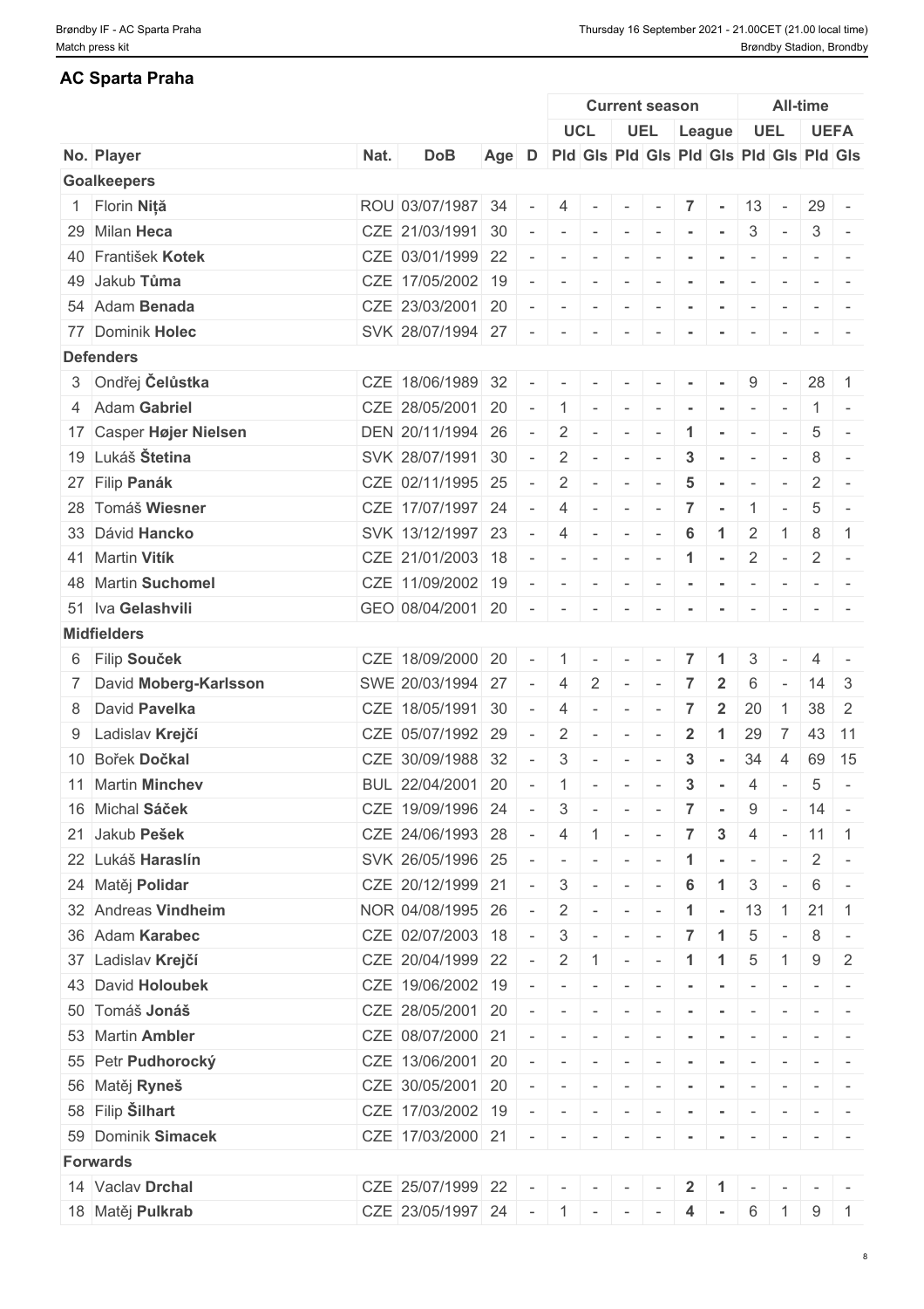## AC Sparta Praha

| No. | Player | Nat. | DoB | Age | D | Current season | | | | | | All-time | | | |
|---|---|---|---|---|---|---|---|---|---|---|---|---|---|---|---|
| | | | | | | UCL | | UEL | | League | | UEL | | UEFA | |
| | | | | | | Pld | Gls | Pld | Gls | Pld | Gls | Pld | Gls | Pld | Gls |
| **Goalkeepers** | | | | | | | | | | | | | | | |
| 1 | Florin **Niță** | ROU | 03/07/1987 | 34 | - | 4 | - | - | - | **7** | **-** | 13 | - | 29 | - |
| 29 | Milan **Heca** | CZE | 21/03/1991 | 30 | - | - | - | - | - | **-** | **-** | 3 | - | 3 | - |
| 40 | František **Kotek** | CZE | 03/01/1999 | 22 | - | - | - | - | - | **-** | **-** | - | - | - | - |
| 49 | Jakub **Tůma** | CZE | 17/05/2002 | 19 | - | - | - | - | - | **-** | **-** | - | - | - | - |
| 54 | Adam **Benada** | CZE | 23/03/2001 | 20 | - | - | - | - | - | **-** | **-** | - | - | - | - |
| 77 | Dominik **Holec** | SVK | 28/07/1994 | 27 | - | - | - | - | - | **-** | **-** | - | - | - | - |
| **Defenders** | | | | | | | | | | | | | | | |
| 3 | Ondřej **Čelůstka** | CZE | 18/06/1989 | 32 | - | - | - | - | - | **-** | **-** | 9 | - | 28 | 1 |
| 4 | Adam **Gabriel** | CZE | 28/05/2001 | 20 | - | 1 | - | - | - | **-** | **-** | - | - | 1 | - |
| 17 | Casper **Højer Nielsen** | DEN | 20/11/1994 | 26 | - | 2 | - | - | - | **1** | **-** | - | - | 5 | - |
| 19 | Lukáš **Štetina** | SVK | 28/07/1991 | 30 | - | 2 | - | - | - | **3** | **-** | - | - | 8 | - |
| 27 | Filip **Panák** | CZE | 02/11/1995 | 25 | - | 2 | - | - | - | **5** | **-** | - | - | 2 | - |
| 28 | Tomáš **Wiesner** | CZE | 17/07/1997 | 24 | - | 4 | - | - | - | **7** | **-** | 1 | - | 5 | - |
| 33 | Dávid **Hancko** | SVK | 13/12/1997 | 23 | - | 4 | - | - | - | **6** | **1** | 2 | 1 | 8 | 1 |
| 41 | Martin **Vitík** | CZE | 21/01/2003 | 18 | - | - | - | - | - | **1** | **-** | 2 | - | 2 | - |
| 48 | Martin **Suchomel** | CZE | 11/09/2002 | 19 | - | - | - | - | - | **-** | **-** | - | - | - | - |
| 51 | Iva **Gelashvili** | GEO | 08/04/2001 | 20 | - | - | - | - | - | **-** | **-** | - | - | - | - |
| **Midfielders** | | | | | | | | | | | | | | | |
| 6 | Filip **Souček** | CZE | 18/09/2000 | 20 | - | 1 | - | - | - | **7** | **1** | 3 | - | 4 | - |
| 7 | David **Moberg-Karlsson** | SWE | 20/03/1994 | 27 | - | 4 | 2 | - | - | **7** | **2** | 6 | - | 14 | 3 |
| 8 | David **Pavelka** | CZE | 18/05/1991 | 30 | - | 4 | - | - | - | **7** | **2** | 20 | 1 | 38 | 2 |
| 9 | Ladislav **Krejčí** | CZE | 05/07/1992 | 29 | - | 2 | - | - | - | **2** | **1** | 29 | 7 | 43 | 11 |
| 10 | Bořek **Dočkal** | CZE | 30/09/1988 | 32 | - | 3 | - | - | - | **3** | **-** | 34 | 4 | 69 | 15 |
| 11 | Martin **Minchev** | BUL | 22/04/2001 | 20 | - | 1 | - | - | - | **3** | **-** | 4 | - | 5 | - |
| 16 | Michal **Sáček** | CZE | 19/09/1996 | 24 | - | 3 | - | - | - | **7** | **-** | 9 | - | 14 | - |
| 21 | Jakub **Pešek** | CZE | 24/06/1993 | 28 | - | 4 | 1 | - | - | **7** | **3** | 4 | - | 11 | 1 |
| 22 | Lukáš **Haraslín** | SVK | 26/05/1996 | 25 | - | - | - | - | - | **1** | **-** | - | - | 2 | - |
| 24 | Matěj **Polidar** | CZE | 20/12/1999 | 21 | - | 3 | - | - | - | **6** | **1** | 3 | - | 6 | - |
| 32 | Andreas **Vindheim** | NOR | 04/08/1995 | 26 | - | 2 | - | - | - | **1** | **-** | 13 | 1 | 21 | 1 |
| 36 | Adam **Karabec** | CZE | 02/07/2003 | 18 | - | 3 | - | - | - | **7** | **1** | 5 | - | 8 | - |
| 37 | Ladislav **Krejčí** | CZE | 20/04/1999 | 22 | - | 2 | 1 | - | - | **1** | **1** | 5 | 1 | 9 | 2 |
| 43 | David **Holoubek** | CZE | 19/06/2002 | 19 | - | - | - | - | - | **-** | **-** | - | - | - | - |
| 50 | Tomáš **Jonáš** | CZE | 28/05/2001 | 20 | - | - | - | - | - | **-** | **-** | - | - | - | - |
| 53 | Martin **Ambler** | CZE | 08/07/2000 | 21 | - | - | - | - | - | **-** | **-** | - | - | - | - |
| 55 | Petr **Pudhorocký** | CZE | 13/06/2001 | 20 | - | - | - | - | - | **-** | **-** | - | - | - | - |
| 56 | Matěj **Ryneš** | CZE | 30/05/2001 | 20 | - | - | - | - | - | **-** | **-** | - | - | - | - |
| 58 | Filip **Šilhart** | CZE | 17/03/2002 | 19 | - | - | - | - | - | **-** | **-** | - | - | - | - |
| 59 | Dominik **Simacek** | CZE | 17/03/2000 | 21 | - | - | - | - | - | **-** | **-** | - | - | - | - |
| **Forwards** | | | | | | | | | | | | | | | |
| 14 | Vaclav **Drchal** | CZE | 25/07/1999 | 22 | - | - | - | - | - | **2** | **1** | - | - | - | - |
| 18 | Matěj **Pulkrab** | CZE | 23/05/1997 | 24 | - | 1 | - | - | - | **4** | **-** | 6 | 1 | 9 | 1 |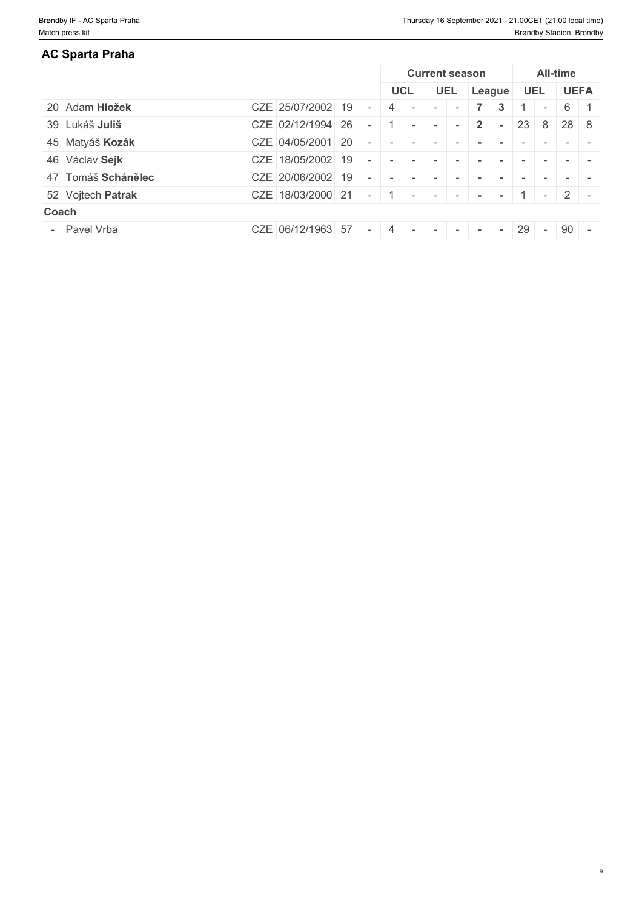## AC Sparta Praha

| | | | | | Current season | | | | | | All-time | | | |
|---|---|---|---|---|---|---|---|---|---|---|---|---|---|---|
| | | | | | UCL | | UEL | | League | | UEL | | UEFA | |
| 20 | Adam **Hložek** | CZE 25/07/2002 | 19 | - | 4 | - | - | - | **7** | **3** | 1 | - | 6 | 1 |
| 39 | Lukáš **Juliš** | CZE 02/12/1994 | 26 | - | 1 | - | - | - | **2** | **-** | 23 | 8 | 28 | 8 |
| 45 | Matyáš **Kozák** | CZE 04/05/2001 | 20 | - | - | - | - | - | **-** | **-** | - | - | - | - |
| 46 | Václav **Sejk** | CZE 18/05/2002 | 19 | - | - | - | - | - | **-** | **-** | - | - | - | - |
| 47 | Tomáš **Schánělec** | CZE 20/06/2002 | 19 | - | - | - | - | - | **-** | **-** | - | - | - | - |
| 52 | Vojtech **Patrak** | CZE 18/03/2000 | 21 | - | 1 | - | - | - | **-** | **-** | 1 | - | 2 | - |
| **Coach** | | | | | | | | | | | | | | |
| - | Pavel Vrba | CZE 06/12/1963 | 57 | - | 4 | - | - | - | **-** | **-** | 29 | - | 90 | - |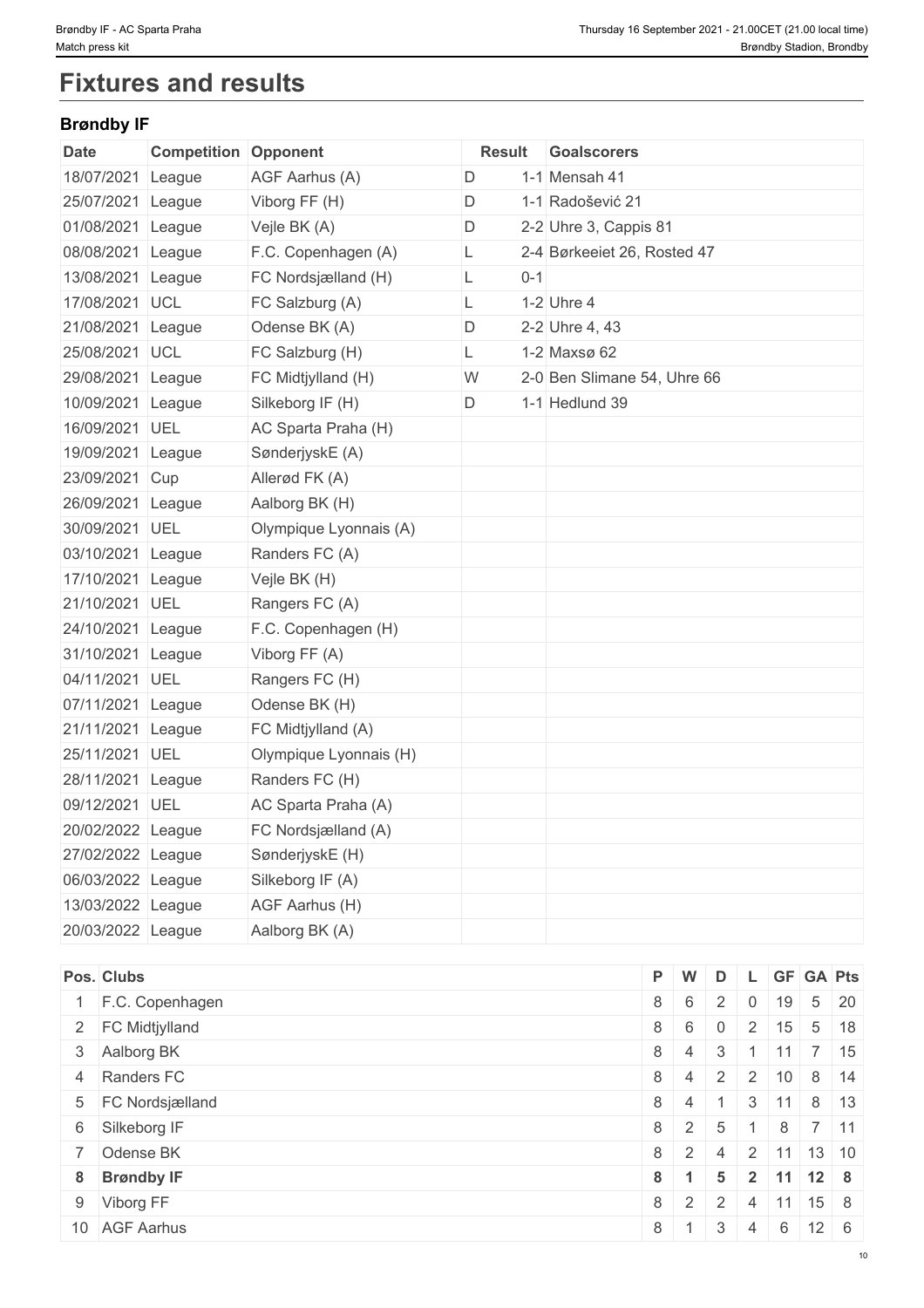# Fixtures and results

## Brøndby IF

| Date | Competition | Opponent | Result | | Goalscorers |
|---|---|---|---|---|---|
| 18/07/2021 | League | AGF Aarhus (A) | D | 1-1 | Mensah 41 |
| 25/07/2021 | League | Viborg FF (H) | D | 1-1 | Radošević 21 |
| 01/08/2021 | League | Vejle BK (A) | D | 2-2 | Uhre 3, Cappis 81 |
| 08/08/2021 | League | F.C. Copenhagen (A) | L | 2-4 | Børkeeiet 26, Rosted 47 |
| 13/08/2021 | League | FC Nordsjælland (H) | L | 0-1 | |
| 17/08/2021 | UCL | FC Salzburg (A) | L | 1-2 | Uhre 4 |
| 21/08/2021 | League | Odense BK (A) | D | 2-2 | Uhre 4, 43 |
| 25/08/2021 | UCL | FC Salzburg (H) | L | 1-2 | Maxsø 62 |
| 29/08/2021 | League | FC Midtjylland (H) | W | 2-0 | Ben Slimane 54, Uhre 66 |
| 10/09/2021 | League | Silkeborg IF (H) | D | 1-1 | Hedlund 39 |
| 16/09/2021 | UEL | AC Sparta Praha (H) | | | |
| 19/09/2021 | League | SønderjyskE (A) | | | |
| 23/09/2021 | Cup | Allerød FK (A) | | | |
| 26/09/2021 | League | Aalborg BK (H) | | | |
| 30/09/2021 | UEL | Olympique Lyonnais (A) | | | |
| 03/10/2021 | League | Randers FC (A) | | | |
| 17/10/2021 | League | Vejle BK (H) | | | |
| 21/10/2021 | UEL | Rangers FC (A) | | | |
| 24/10/2021 | League | F.C. Copenhagen (H) | | | |
| 31/10/2021 | League | Viborg FF (A) | | | |
| 04/11/2021 | UEL | Rangers FC (H) | | | |
| 07/11/2021 | League | Odense BK (H) | | | |
| 21/11/2021 | League | FC Midtjylland (A) | | | |
| 25/11/2021 | UEL | Olympique Lyonnais (H) | | | |
| 28/11/2021 | League | Randers FC (H) | | | |
| 09/12/2021 | UEL | AC Sparta Praha (A) | | | |
| 20/02/2022 | League | FC Nordsjælland (A) | | | |
| 27/02/2022 | League | SønderjyskE (H) | | | |
| 06/03/2022 | League | Silkeborg IF (A) | | | |
| 13/03/2022 | League | AGF Aarhus (H) | | | |
| 20/03/2022 | League | Aalborg BK (A) | | | |

| Pos. | Clubs | P | W | D | L | GF | GA | Pts |
|---|---|---|---|---|---|---|---|---|
| 1 | F.C. Copenhagen | 8 | 6 | 2 | 0 | 19 | 5 | 20 |
| 2 | FC Midtjylland | 8 | 6 | 0 | 2 | 15 | 5 | 18 |
| 3 | Aalborg BK | 8 | 4 | 3 | 1 | 11 | 7 | 15 |
| 4 | Randers FC | 8 | 4 | 2 | 2 | 10 | 8 | 14 |
| 5 | FC Nordsjælland | 8 | 4 | 1 | 3 | 11 | 8 | 13 |
| 6 | Silkeborg IF | 8 | 2 | 5 | 1 | 8 | 7 | 11 |
| 7 | Odense BK | 8 | 2 | 4 | 2 | 11 | 13 | 10 |
| **8** | **Brøndby IF** | **8** | **1** | **5** | **2** | **11** | **12** | **8** |
| 9 | Viborg FF | 8 | 2 | 2 | 4 | 11 | 15 | 8 |
| 10 | AGF Aarhus | 8 | 1 | 3 | 4 | 6 | 12 | 6 |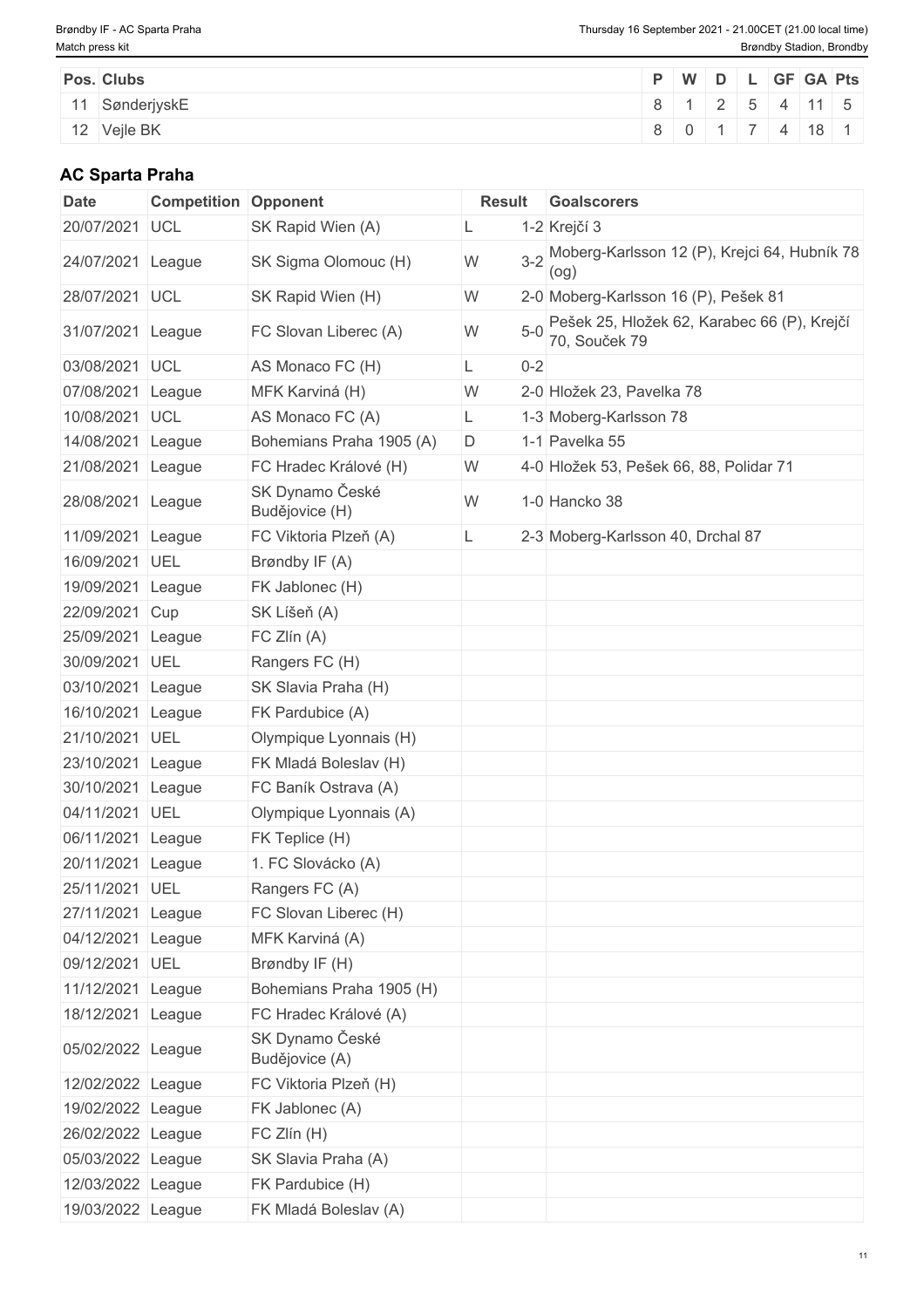| Pos. | Clubs | P | W | D | L | GF | GA | Pts |
| --- | --- | --- | --- | --- | --- | --- | --- | --- |
| 11 | SønderjyskE | 8 | 1 | 2 | 5 | 4 | 11 | 5 |
| 12 | Vejle BK | 8 | 0 | 1 | 7 | 4 | 18 | 1 |

### AC Sparta Praha

| Date | Competition | Opponent | Result | | Goalscorers |
| --- | --- | --- | --- | --- | --- |
| 20/07/2021 | UCL | SK Rapid Wien (A) | L | 1-2 | Krejčí 3 |
| 24/07/2021 | League | SK Sigma Olomouc (H) | W | 3-2 | Moberg-Karlsson 12 (P), Krejci 64, Hubník 78 (og) |
| 28/07/2021 | UCL | SK Rapid Wien (H) | W | 2-0 | Moberg-Karlsson 16 (P), Pešek 81 |
| 31/07/2021 | League | FC Slovan Liberec (A) | W | 5-0 | Pešek 25, Hložek 62, Karabec 66 (P), Krejčí 70, Souček 79 |
| 03/08/2021 | UCL | AS Monaco FC (H) | L | 0-2 | |
| 07/08/2021 | League | MFK Karviná (H) | W | 2-0 | Hložek 23, Pavelka 78 |
| 10/08/2021 | UCL | AS Monaco FC (A) | L | 1-3 | Moberg-Karlsson 78 |
| 14/08/2021 | League | Bohemians Praha 1905 (A) | D | 1-1 | Pavelka 55 |
| 21/08/2021 | League | FC Hradec Králové (H) | W | 4-0 | Hložek 53, Pešek 66, 88, Polidar 71 |
| 28/08/2021 | League | SK Dynamo České Budějovice (H) | W | 1-0 | Hancko 38 |
| 11/09/2021 | League | FC Viktoria Plzeň (A) | L | 2-3 | Moberg-Karlsson 40, Drchal 87 |
| 16/09/2021 | UEL | Brøndby IF (A) | | | |
| 19/09/2021 | League | FK Jablonec (H) | | | |
| 22/09/2021 | Cup | SK Líšeň (A) | | | |
| 25/09/2021 | League | FC Zlín (A) | | | |
| 30/09/2021 | UEL | Rangers FC (H) | | | |
| 03/10/2021 | League | SK Slavia Praha (H) | | | |
| 16/10/2021 | League | FK Pardubice (A) | | | |
| 21/10/2021 | UEL | Olympique Lyonnais (H) | | | |
| 23/10/2021 | League | FK Mladá Boleslav (H) | | | |
| 30/10/2021 | League | FC Baník Ostrava (A) | | | |
| 04/11/2021 | UEL | Olympique Lyonnais (A) | | | |
| 06/11/2021 | League | FK Teplice (H) | | | |
| 20/11/2021 | League | 1. FC Slovácko (A) | | | |
| 25/11/2021 | UEL | Rangers FC (A) | | | |
| 27/11/2021 | League | FC Slovan Liberec (H) | | | |
| 04/12/2021 | League | MFK Karviná (A) | | | |
| 09/12/2021 | UEL | Brøndby IF (H) | | | |
| 11/12/2021 | League | Bohemians Praha 1905 (H) | | | |
| 18/12/2021 | League | FC Hradec Králové (A) | | | |
| 05/02/2022 | League | SK Dynamo České Budějovice (A) | | | |
| 12/02/2022 | League | FC Viktoria Plzeň (H) | | | |
| 19/02/2022 | League | FK Jablonec (A) | | | |
| 26/02/2022 | League | FC Zlín (H) | | | |
| 05/03/2022 | League | SK Slavia Praha (A) | | | |
| 12/03/2022 | League | FK Pardubice (H) | | | |
| 19/03/2022 | League | FK Mladá Boleslav (A) | | | |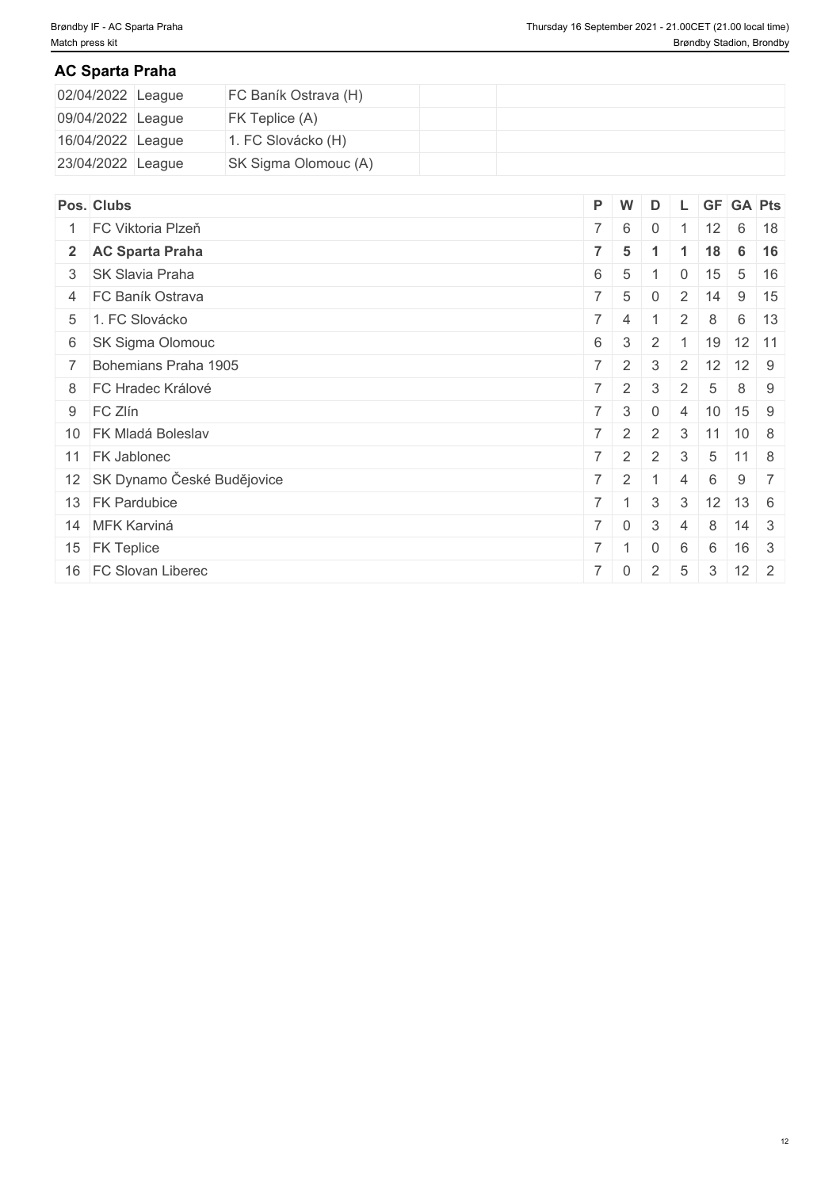## AC Sparta Praha

| | | | | |
|---|---|---|---|---|
| 02/04/2022 | League | FC Baník Ostrava (H) | | |
| 09/04/2022 | League | FK Teplice (A) | | |
| 16/04/2022 | League | 1. FC Slovácko (H) | | |
| 23/04/2022 | League | SK Sigma Olomouc (A) | | |

| Pos. | Clubs | P | W | D | L | GF | GA | Pts |
|---|---|---|---|---|---|---|---|---|
| 1 | FC Viktoria Plzeň | 7 | 6 | 0 | 1 | 12 | 6 | 18 |
| **2** | **AC Sparta Praha** | **7** | **5** | **1** | **1** | **18** | **6** | **16** |
| 3 | SK Slavia Praha | 6 | 5 | 1 | 0 | 15 | 5 | 16 |
| 4 | FC Baník Ostrava | 7 | 5 | 0 | 2 | 14 | 9 | 15 |
| 5 | 1. FC Slovácko | 7 | 4 | 1 | 2 | 8 | 6 | 13 |
| 6 | SK Sigma Olomouc | 6 | 3 | 2 | 1 | 19 | 12 | 11 |
| 7 | Bohemians Praha 1905 | 7 | 2 | 3 | 2 | 12 | 12 | 9 |
| 8 | FC Hradec Králové | 7 | 2 | 3 | 2 | 5 | 8 | 9 |
| 9 | FC Zlín | 7 | 3 | 0 | 4 | 10 | 15 | 9 |
| 10 | FK Mladá Boleslav | 7 | 2 | 2 | 3 | 11 | 10 | 8 |
| 11 | FK Jablonec | 7 | 2 | 2 | 3 | 5 | 11 | 8 |
| 12 | SK Dynamo České Budějovice | 7 | 2 | 1 | 4 | 6 | 9 | 7 |
| 13 | FK Pardubice | 7 | 1 | 3 | 3 | 12 | 13 | 6 |
| 14 | MFK Karviná | 7 | 0 | 3 | 4 | 8 | 14 | 3 |
| 15 | FK Teplice | 7 | 1 | 0 | 6 | 6 | 16 | 3 |
| 16 | FC Slovan Liberec | 7 | 0 | 2 | 5 | 3 | 12 | 2 |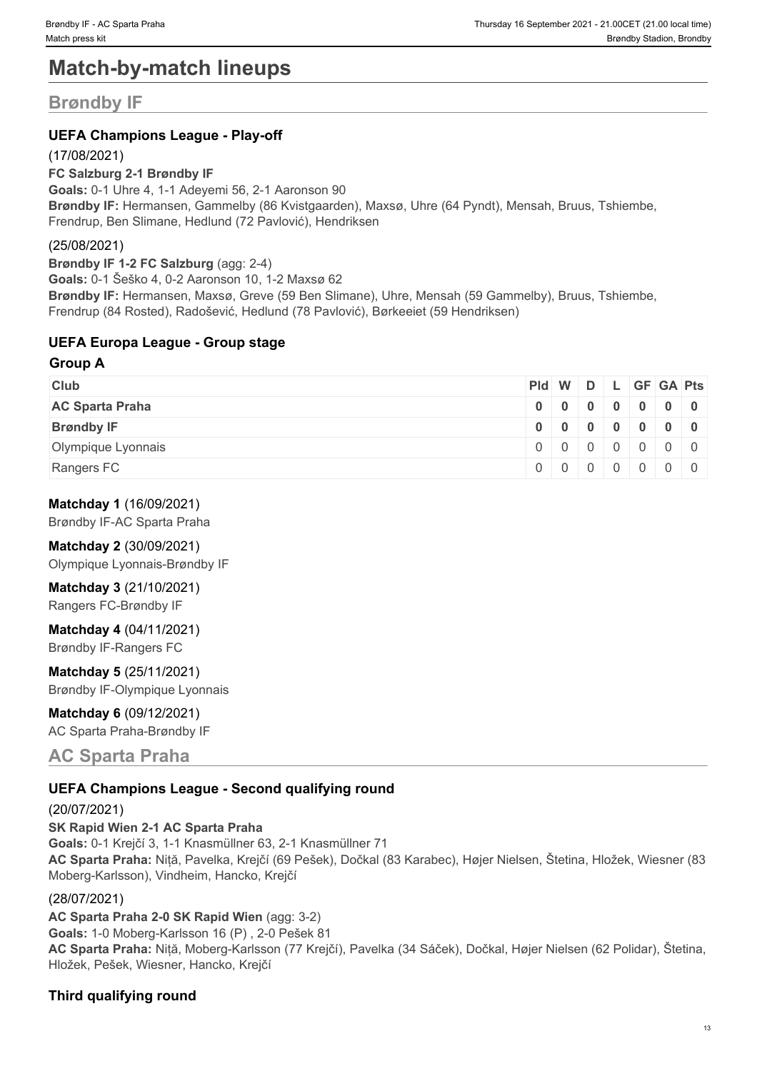# Match-by-match lineups

## Brøndby IF

### UEFA Champions League - Play-off

(17/08/2021)

**FC Salzburg 2-1 Brøndby IF**

**Goals:** 0-1 Uhre 4, 1-1 Adeyemi 56, 2-1 Aaronson 90

**Brøndby IF:** Hermansen, Gammelby (86 Kvistgaarden), Maxsø, Uhre (64 Pyndt), Mensah, Bruus, Tshiembe, Frendrup, Ben Slimane, Hedlund (72 Pavlović), Hendriksen

(25/08/2021)

**Brøndby IF 1-2 FC Salzburg** (agg: 2-4)

**Goals:** 0-1 Šeško 4, 0-2 Aaronson 10, 1-2 Maxsø 62

**Brøndby IF:** Hermansen, Maxsø, Greve (59 Ben Slimane), Uhre, Mensah (59 Gammelby), Bruus, Tshiembe, Frendrup (84 Rosted), Radošević, Hedlund (78 Pavlović), Børkeeiet (59 Hendriksen)

### UEFA Europa League - Group stage

**Group A**

| Club | Pld | W | D | L | GF | GA | Pts |
| --- | --- | --- | --- | --- | --- | --- | --- |
| **AC Sparta Praha** | **0** | **0** | **0** | **0** | **0** | **0** | **0** |
| **Brøndby IF** | **0** | **0** | **0** | **0** | **0** | **0** | **0** |
| Olympique Lyonnais | 0 | 0 | 0 | 0 | 0 | 0 | 0 |
| Rangers FC | 0 | 0 | 0 | 0 | 0 | 0 | 0 |

**Matchday 1** (16/09/2021)
Brøndby IF-AC Sparta Praha

**Matchday 2** (30/09/2021)
Olympique Lyonnais-Brøndby IF

**Matchday 3** (21/10/2021)
Rangers FC-Brøndby IF

**Matchday 4** (04/11/2021)
Brøndby IF-Rangers FC

**Matchday 5** (25/11/2021)
Brøndby IF-Olympique Lyonnais

**Matchday 6** (09/12/2021)
AC Sparta Praha-Brøndby IF

## AC Sparta Praha

### UEFA Champions League - Second qualifying round

(20/07/2021)

**SK Rapid Wien 2-1 AC Sparta Praha**

**Goals:** 0-1 Krejčí 3, 1-1 Knasmüllner 63, 2-1 Knasmüllner 71

**AC Sparta Praha:** Niță, Pavelka, Krejčí (69 Pešek), Dočkal (83 Karabec), Højer Nielsen, Štetina, Hložek, Wiesner (83 Moberg-Karlsson), Vindheim, Hancko, Krejčí

(28/07/2021)

**AC Sparta Praha 2-0 SK Rapid Wien** (agg: 3-2)

**Goals:** 1-0 Moberg-Karlsson 16 (P) , 2-0 Pešek 81

**AC Sparta Praha:** Niță, Moberg-Karlsson (77 Krejčí), Pavelka (34 Sáček), Dočkal, Højer Nielsen (62 Polidar), Štetina, Hložek, Pešek, Wiesner, Hancko, Krejčí

### Third qualifying round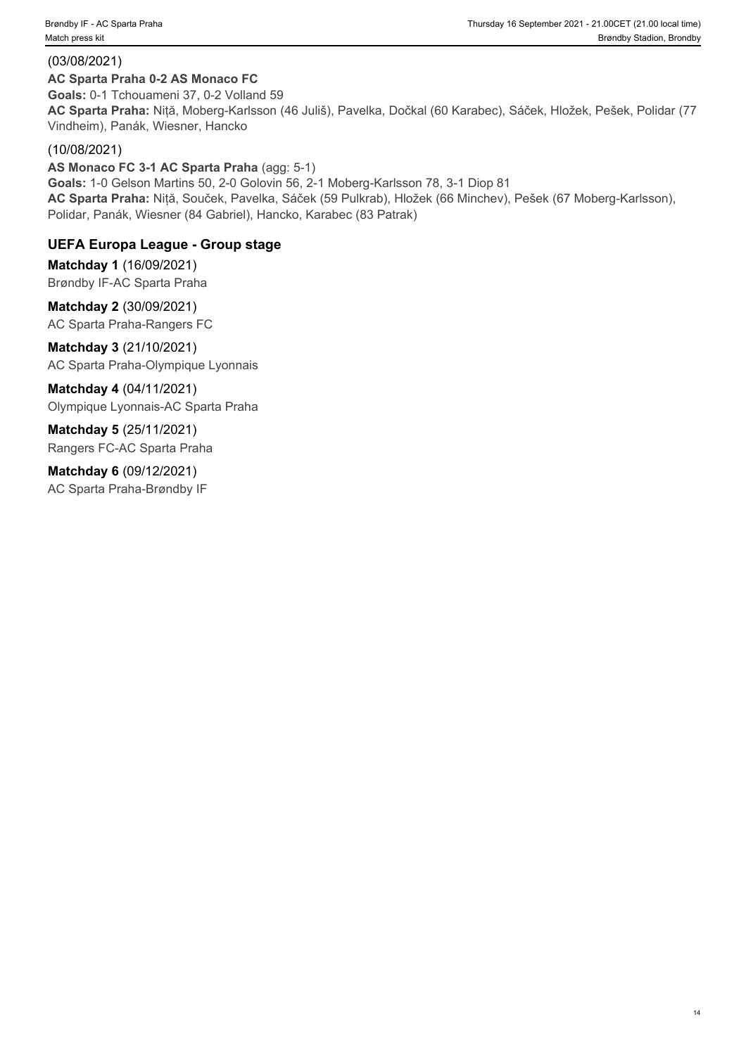(03/08/2021)

**AC Sparta Praha 0-2 AS Monaco FC**
**Goals:** 0-1 Tchouameni 37, 0-2 Volland 59
**AC Sparta Praha:** Niță, Moberg-Karlsson (46 Juliš), Pavelka, Dočkal (60 Karabec), Sáček, Hložek, Pešek, Polidar (77 Vindheim), Panák, Wiesner, Hancko

(10/08/2021)

**AS Monaco FC 3-1 AC Sparta Praha** (agg: 5-1)
**Goals:** 1-0 Gelson Martins 50, 2-0 Golovin 56, 2-1 Moberg-Karlsson 78, 3-1 Diop 81
**AC Sparta Praha:** Niță, Souček, Pavelka, Sáček (59 Pulkrab), Hložek (66 Minchev), Pešek (67 Moberg-Karlsson), Polidar, Panák, Wiesner (84 Gabriel), Hancko, Karabec (83 Patrak)

## UEFA Europa League - Group stage

**Matchday 1** (16/09/2021)
Brøndby IF-AC Sparta Praha

**Matchday 2** (30/09/2021)
AC Sparta Praha-Rangers FC

**Matchday 3** (21/10/2021)
AC Sparta Praha-Olympique Lyonnais

**Matchday 4** (04/11/2021)
Olympique Lyonnais-AC Sparta Praha

**Matchday 5** (25/11/2021)
Rangers FC-AC Sparta Praha

**Matchday 6** (09/12/2021)
AC Sparta Praha-Brøndby IF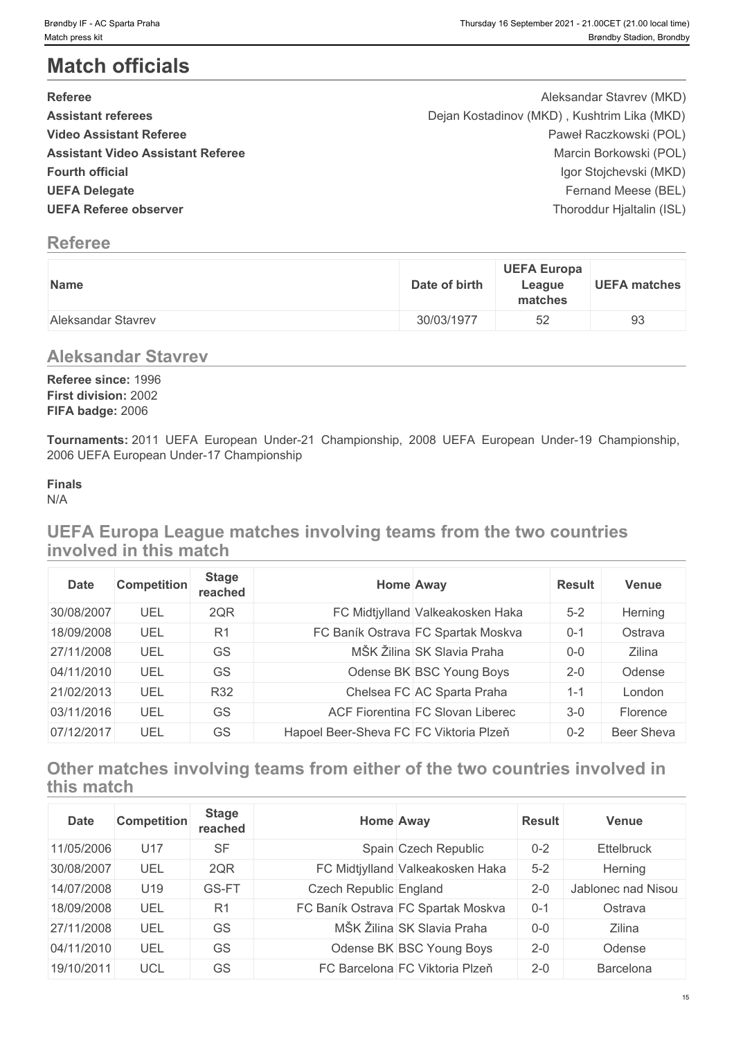# Match officials

| | |
|---|---|
| **Referee** | Aleksandar Stavrev (MKD) |
| **Assistant referees** | Dejan Kostadinov (MKD) , Kushtrim Lika (MKD) |
| **Video Assistant Referee** | Paweł Raczkowski (POL) |
| **Assistant Video Assistant Referee** | Marcin Borkowski (POL) |
| **Fourth official** | Igor Stojchevski (MKD) |
| **UEFA Delegate** | Fernand Meese (BEL) |
| **UEFA Referee observer** | Thoroddur Hjaltalin (ISL) |

## Referee

| Name | Date of birth | UEFA Europa League matches | UEFA matches |
|---|---|---|---|
| Aleksandar Stavrev | 30/03/1977 | 52 | 93 |

## Aleksandar Stavrev

**Referee since:** 1996
**First division:** 2002
**FIFA badge:** 2006

**Tournaments:** 2011 UEFA European Under-21 Championship, 2008 UEFA European Under-19 Championship, 2006 UEFA European Under-17 Championship

**Finals**
N/A

## UEFA Europa League matches involving teams from the two countries involved in this match

| Date | Competition | Stage reached | Home | Away | Result | Venue |
|---|---|---|---|---|---|---|
| 30/08/2007 | UEL | 2QR | FC Midtjylland | Valkeakosken Haka | 5-2 | Herning |
| 18/09/2008 | UEL | R1 | FC Baník Ostrava | FC Spartak Moskva | 0-1 | Ostrava |
| 27/11/2008 | UEL | GS | MŠK Žilina | SK Slavia Praha | 0-0 | Zilina |
| 04/11/2010 | UEL | GS | Odense BK | BSC Young Boys | 2-0 | Odense |
| 21/02/2013 | UEL | R32 | Chelsea FC | AC Sparta Praha | 1-1 | London |
| 03/11/2016 | UEL | GS | ACF Fiorentina | FC Slovan Liberec | 3-0 | Florence |
| 07/12/2017 | UEL | GS | Hapoel Beer-Sheva FC | FC Viktoria Plzeň | 0-2 | Beer Sheva |

## Other matches involving teams from either of the two countries involved in this match

| Date | Competition | Stage reached | Home | Away | Result | Venue |
|---|---|---|---|---|---|---|
| 11/05/2006 | U17 | SF | Spain | Czech Republic | 0-2 | Ettelbruck |
| 30/08/2007 | UEL | 2QR | FC Midtjylland | Valkeakosken Haka | 5-2 | Herning |
| 14/07/2008 | U19 | GS-FT | Czech Republic | England | 2-0 | Jablonec nad Nisou |
| 18/09/2008 | UEL | R1 | FC Baník Ostrava | FC Spartak Moskva | 0-1 | Ostrava |
| 27/11/2008 | UEL | GS | MŠK Žilina | SK Slavia Praha | 0-0 | Zilina |
| 04/11/2010 | UEL | GS | Odense BK | BSC Young Boys | 2-0 | Odense |
| 19/10/2011 | UCL | GS | FC Barcelona | FC Viktoria Plzeň | 2-0 | Barcelona |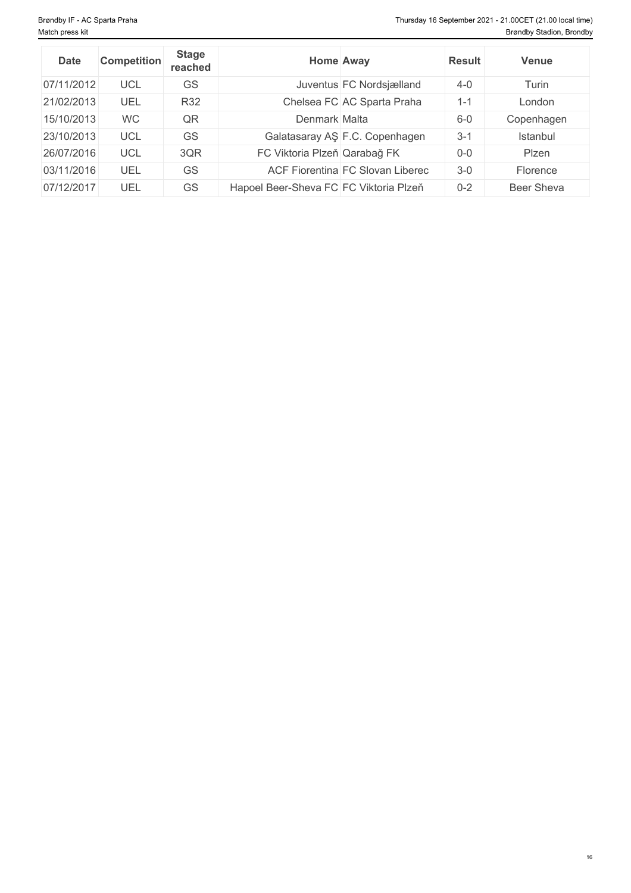| Date | Competition | Stage reached | Home | Away | Result | Venue |
|---|---|---|---|---|---|---|
| 07/11/2012 | UCL | GS | Juventus | FC Nordsjælland | 4-0 | Turin |
| 21/02/2013 | UEL | R32 | Chelsea FC | AC Sparta Praha | 1-1 | London |
| 15/10/2013 | WC | QR | Denmark | Malta | 6-0 | Copenhagen |
| 23/10/2013 | UCL | GS | Galatasaray AŞ | F.C. Copenhagen | 3-1 | Istanbul |
| 26/07/2016 | UCL | 3QR | FC Viktoria Plzeň | Qarabağ FK | 0-0 | Plzen |
| 03/11/2016 | UEL | GS | ACF Fiorentina | FC Slovan Liberec | 3-0 | Florence |
| 07/12/2017 | UEL | GS | Hapoel Beer-Sheva FC | FC Viktoria Plzeň | 0-2 | Beer Sheva |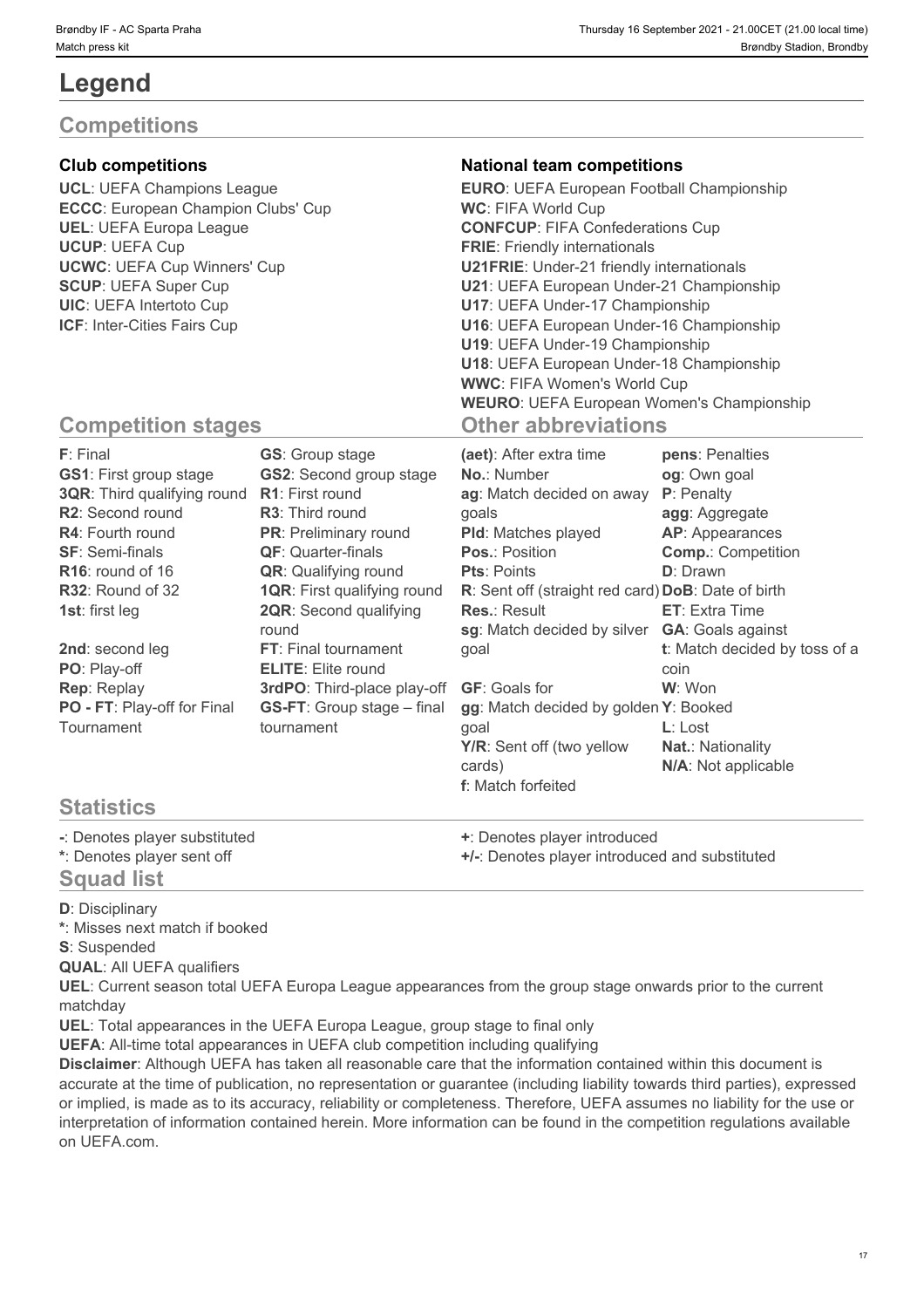# Legend

## Competitions

### Club competitions

**UCL**: UEFA Champions League
**ECCC**: European Champion Clubs' Cup
**UEL**: UEFA Europa League
**UCUP**: UEFA Cup
**UCWC**: UEFA Cup Winners' Cup
**SCUP**: UEFA Super Cup
**UIC**: UEFA Intertoto Cup
**ICF**: Inter-Cities Fairs Cup

### National team competitions

**EURO**: UEFA European Football Championship
**WC**: FIFA World Cup
**CONFCUP**: FIFA Confederations Cup
**FRIE**: Friendly internationals
**U21FRIE**: Under-21 friendly internationals
**U21**: UEFA European Under-21 Championship
**U17**: UEFA Under-17 Championship
**U16**: UEFA European Under-16 Championship
**U19**: UEFA Under-19 Championship
**U18**: UEFA European Under-18 Championship
**WWC**: FIFA Women's World Cup
**WEURO**: UEFA European Women's Championship

## Competition stages

**F**: Final
**GS1**: First group stage
**3QR**: Third qualifying round
**R2**: Second round
**R4**: Fourth round
**SF**: Semi-finals
**R16**: round of 16
**R32**: Round of 32
**1st**: first leg
**2nd**: second leg
**PO**: Play-off
**Rep**: Replay
**PO - FT**: Play-off for Final Tournament
**GS**: Group stage
**GS2**: Second group stage
**R1**: First round
**R3**: Third round
**PR**: Preliminary round
**QF**: Quarter-finals
**QR**: Qualifying round
**1QR**: First qualifying round
**2QR**: Second qualifying round
**FT**: Final tournament
**ELITE**: Elite round
**3rdPO**: Third-place play-off
**GS-FT**: Group stage – final tournament

## Other abbreviations

**(aet)**: After extra time
**No.**: Number
**ag**: Match decided on away goals
**Pld**: Matches played
**Pos.**: Position
**Pts**: Points
**R**: Sent off (straight red card)
**Res.**: Result
**sg**: Match decided by silver goal
**GF**: Goals for
**gg**: Match decided by golden goal
**Y/R**: Sent off (two yellow cards)
**f**: Match forfeited
**pens**: Penalties
**og**: Own goal
**P**: Penalty
**agg**: Aggregate
**AP**: Appearances
**Comp.**: Competition
**D**: Drawn
**DoB**: Date of birth
**ET**: Extra Time
**GA**: Goals against
**t**: Match decided by toss of a coin
**W**: Won
**Y**: Booked
**L**: Lost
**Nat.**: Nationality
**N/A**: Not applicable

## Statistics

**-**: Denotes player substituted
**\***: Denotes player sent off
**+**: Denotes player introduced
**+/-**: Denotes player introduced and substituted

## Squad list

**D**: Disciplinary
**\***: Misses next match if booked
**S**: Suspended
**QUAL**: All UEFA qualifiers
**UEL**: Current season total UEFA Europa League appearances from the group stage onwards prior to the current matchday
**UEL**: Total appearances in the UEFA Europa League, group stage to final only
**UEFA**: All-time total appearances in UEFA club competition including qualifying
**Disclaimer**: Although UEFA has taken all reasonable care that the information contained within this document is accurate at the time of publication, no representation or guarantee (including liability towards third parties), expressed or implied, is made as to its accuracy, reliability or completeness. Therefore, UEFA assumes no liability for the use or interpretation of information contained herein. More information can be found in the competition regulations available on UEFA.com.